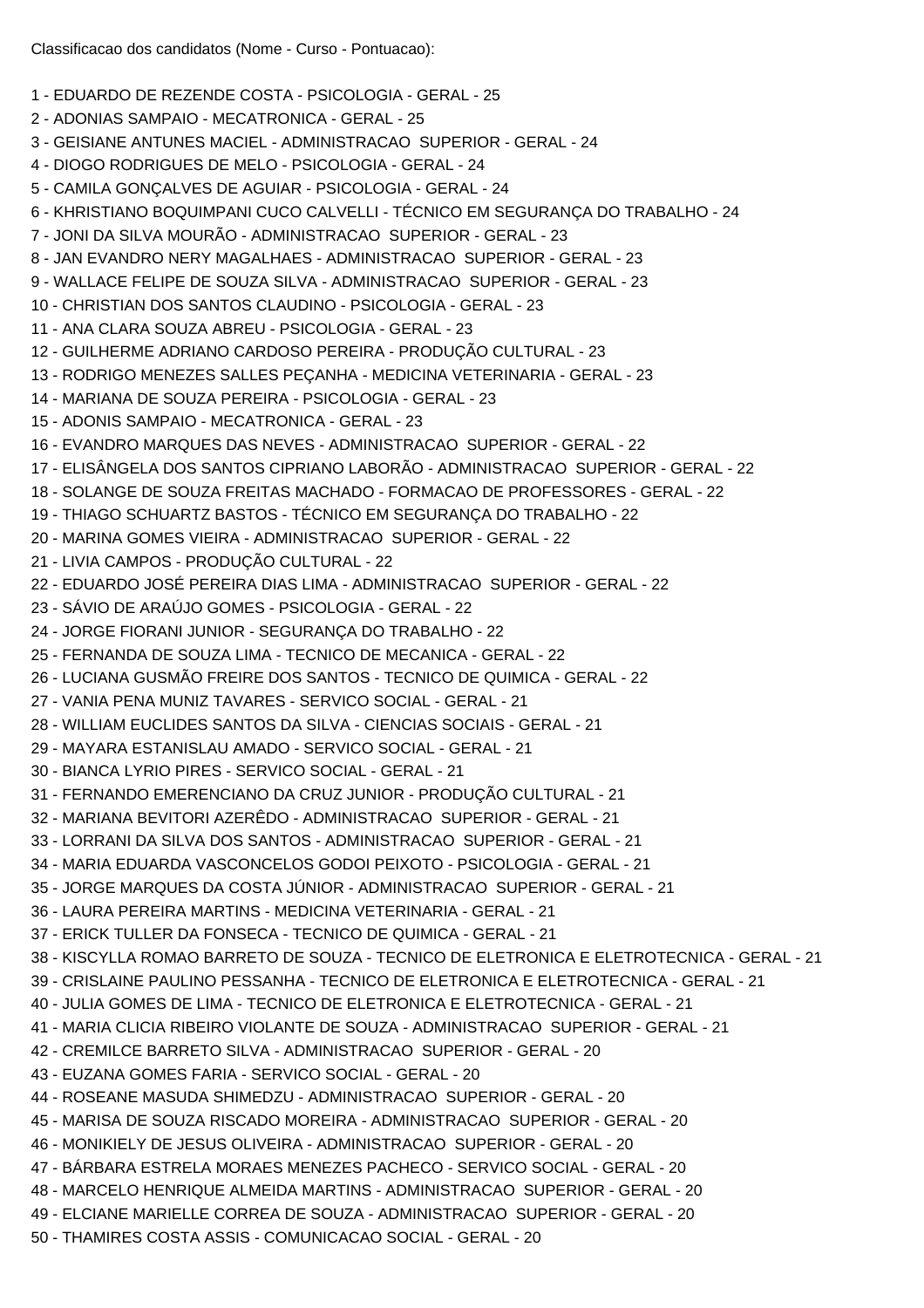Classificacao dos candidatos (Nome - Curso - Pontuacao):

1 - EDUARDO DE REZENDE COSTA - PSICOLOGIA - GERAL - 25
2 - ADONIAS SAMPAIO - MECATRONICA - GERAL - 25
3 - GEISIANE ANTUNES MACIEL - ADMINISTRACAO SUPERIOR - GERAL - 24
4 - DIOGO RODRIGUES DE MELO - PSICOLOGIA - GERAL - 24
5 - CAMILA GONÇALVES DE AGUIAR - PSICOLOGIA - GERAL - 24
6 - KHRISTIANO BOQUIMPANI CUCO CALVELLI - TÉCNICO EM SEGURANÇA DO TRABALHO - 24
7 - JONI DA SILVA MOURÃO - ADMINISTRACAO SUPERIOR - GERAL - 23
8 - JAN EVANDRO NERY MAGALHAES - ADMINISTRACAO SUPERIOR - GERAL - 23
9 - WALLACE FELIPE DE SOUZA SILVA - ADMINISTRACAO SUPERIOR - GERAL - 23
10 - CHRISTIAN DOS SANTOS CLAUDINO - PSICOLOGIA - GERAL - 23
11 - ANA CLARA SOUZA ABREU - PSICOLOGIA - GERAL - 23
12 - GUILHERME ADRIANO CARDOSO PEREIRA - PRODUÇÃO CULTURAL - 23
13 - RODRIGO MENEZES SALLES PEÇANHA - MEDICINA VETERINARIA - GERAL - 23
14 - MARIANA DE SOUZA PEREIRA - PSICOLOGIA - GERAL - 23
15 - ADONIS SAMPAIO - MECATRONICA - GERAL - 23
16 - EVANDRO MARQUES DAS NEVES - ADMINISTRACAO SUPERIOR - GERAL - 22
17 - ELISÂNGELA DOS SANTOS CIPRIANO LABORÃO - ADMINISTRACAO SUPERIOR - GERAL - 22
18 - SOLANGE DE SOUZA FREITAS MACHADO - FORMACAO DE PROFESSORES - GERAL - 22
19 - THIAGO SCHUARTZ BASTOS - TÉCNICO EM SEGURANÇA DO TRABALHO - 22
20 - MARINA GOMES VIEIRA - ADMINISTRACAO SUPERIOR - GERAL - 22
21 - LIVIA CAMPOS - PRODUÇÃO CULTURAL - 22
22 - EDUARDO JOSÉ PEREIRA DIAS LIMA - ADMINISTRACAO SUPERIOR - GERAL - 22
23 - SÁVIO DE ARAÚJO GOMES - PSICOLOGIA - GERAL - 22
24 - JORGE FIORANI JUNIOR - SEGURANÇA DO TRABALHO - 22
25 - FERNANDA DE SOUZA LIMA - TECNICO DE MECANICA - GERAL - 22
26 - LUCIANA GUSMÃO FREIRE DOS SANTOS - TECNICO DE QUIMICA - GERAL - 22
27 - VANIA PENA MUNIZ TAVARES - SERVICO SOCIAL - GERAL - 21
28 - WILLIAM EUCLIDES SANTOS DA SILVA - CIENCIAS SOCIAIS - GERAL - 21
29 - MAYARA ESTANISLAU AMADO - SERVICO SOCIAL - GERAL - 21
30 - BIANCA LYRIO PIRES - SERVICO SOCIAL - GERAL - 21
31 - FERNANDO EMERENCIANO DA CRUZ JUNIOR - PRODUÇÃO CULTURAL - 21
32 - MARIANA BEVITORI AZERÊDO - ADMINISTRACAO SUPERIOR - GERAL - 21
33 - LORRANI DA SILVA DOS SANTOS - ADMINISTRACAO SUPERIOR - GERAL - 21
34 - MARIA EDUARDA VASCONCELOS GODOI PEIXOTO - PSICOLOGIA - GERAL - 21
35 - JORGE MARQUES DA COSTA JÚNIOR - ADMINISTRACAO SUPERIOR - GERAL - 21
36 - LAURA PEREIRA MARTINS - MEDICINA VETERINARIA - GERAL - 21
37 - ERICK TULLER DA FONSECA - TECNICO DE QUIMICA - GERAL - 21
38 - KISCYLLA ROMAO BARRETO DE SOUZA - TECNICO DE ELETRONICA E ELETROTECNICA - GERAL - 21
39 - CRISLAINE PAULINO PESSANHA - TECNICO DE ELETRONICA E ELETROTECNICA - GERAL - 21
40 - JULIA GOMES DE LIMA - TECNICO DE ELETRONICA E ELETROTECNICA - GERAL - 21
41 - MARIA CLICIA RIBEIRO VIOLANTE DE SOUZA - ADMINISTRACAO SUPERIOR - GERAL - 21
42 - CREMILCE BARRETO SILVA - ADMINISTRACAO SUPERIOR - GERAL - 20
43 - EUZANA GOMES FARIA - SERVICO SOCIAL - GERAL - 20
44 - ROSEANE MASUDA SHIMEDZU - ADMINISTRACAO SUPERIOR - GERAL - 20
45 - MARISA DE SOUZA RISCADO MOREIRA - ADMINISTRACAO SUPERIOR - GERAL - 20
46 - MONIKIELY DE JESUS OLIVEIRA - ADMINISTRACAO SUPERIOR - GERAL - 20
47 - BÁRBARA ESTRELA MORAES MENEZES PACHECO - SERVICO SOCIAL - GERAL - 20
48 - MARCELO HENRIQUE ALMEIDA MARTINS - ADMINISTRACAO SUPERIOR - GERAL - 20
49 - ELCIANE MARIELLE CORREA DE SOUZA - ADMINISTRACAO SUPERIOR - GERAL - 20
50 - THAMIRES COSTA ASSIS - COMUNICACAO SOCIAL - GERAL - 20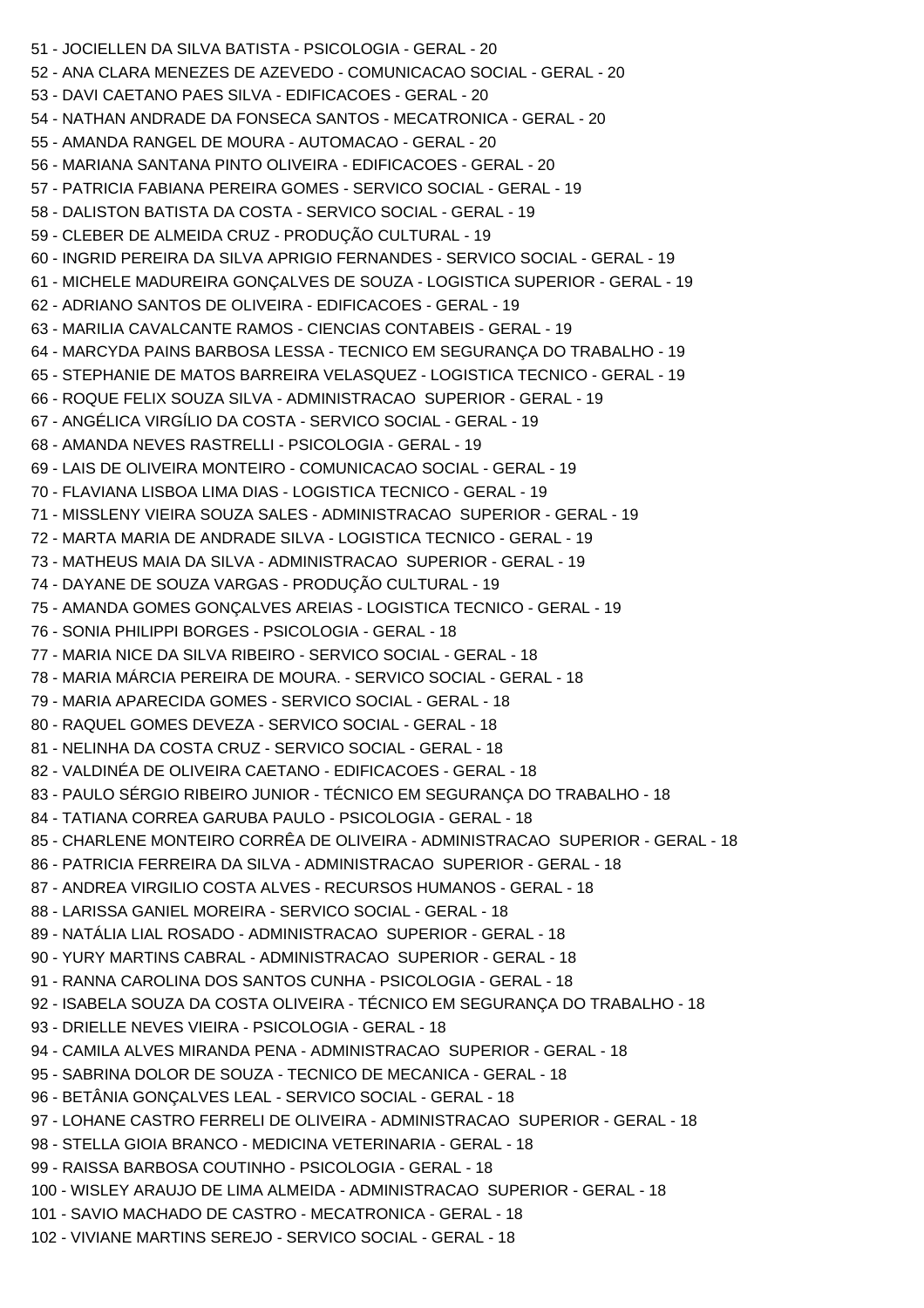51 - JOCIELLEN DA SILVA BATISTA - PSICOLOGIA - GERAL - 20
52 - ANA CLARA MENEZES DE AZEVEDO - COMUNICACAO SOCIAL - GERAL - 20
53 - DAVI CAETANO PAES SILVA - EDIFICACOES - GERAL - 20
54 - NATHAN ANDRADE DA FONSECA SANTOS - MECATRONICA - GERAL - 20
55 - AMANDA RANGEL DE MOURA - AUTOMACAO - GERAL - 20
56 - MARIANA SANTANA PINTO OLIVEIRA - EDIFICACOES - GERAL - 20
57 - PATRICIA FABIANA PEREIRA GOMES - SERVICO SOCIAL - GERAL - 19
58 - DALISTON BATISTA DA COSTA - SERVICO SOCIAL - GERAL - 19
59 - CLEBER DE ALMEIDA CRUZ - PRODUÇÃO CULTURAL - 19
60 - INGRID PEREIRA DA SILVA APRIGIO FERNANDES - SERVICO SOCIAL - GERAL - 19
61 - MICHELE MADUREIRA GONÇALVES DE SOUZA - LOGISTICA SUPERIOR - GERAL - 19
62 - ADRIANO SANTOS DE OLIVEIRA - EDIFICACOES - GERAL - 19
63 - MARILIA CAVALCANTE RAMOS - CIENCIAS CONTABEIS - GERAL - 19
64 - MARCYDA PAINS BARBOSA LESSA - TECNICO EM SEGURANÇA DO TRABALHO - 19
65 - STEPHANIE DE MATOS BARREIRA VELASQUEZ - LOGISTICA TECNICO - GERAL - 19
66 - ROQUE FELIX SOUZA SILVA - ADMINISTRACAO SUPERIOR - GERAL - 19
67 - ANGÉLICA VIRGÍLIO DA COSTA - SERVICO SOCIAL - GERAL - 19
68 - AMANDA NEVES RASTRELLI - PSICOLOGIA - GERAL - 19
69 - LAIS DE OLIVEIRA MONTEIRO - COMUNICACAO SOCIAL - GERAL - 19
70 - FLAVIANA LISBOA LIMA DIAS - LOGISTICA TECNICO - GERAL - 19
71 - MISSLENY VIEIRA SOUZA SALES - ADMINISTRACAO SUPERIOR - GERAL - 19
72 - MARTA MARIA DE ANDRADE SILVA - LOGISTICA TECNICO - GERAL - 19
73 - MATHEUS MAIA DA SILVA - ADMINISTRACAO SUPERIOR - GERAL - 19
74 - DAYANE DE SOUZA VARGAS - PRODUÇÃO CULTURAL - 19
75 - AMANDA GOMES GONÇALVES AREIAS - LOGISTICA TECNICO - GERAL - 19
76 - SONIA PHILIPPI BORGES - PSICOLOGIA - GERAL - 18
77 - MARIA NICE DA SILVA RIBEIRO - SERVICO SOCIAL - GERAL - 18
78 - MARIA MÁRCIA PEREIRA DE MOURA. - SERVICO SOCIAL - GERAL - 18
79 - MARIA APARECIDA GOMES - SERVICO SOCIAL - GERAL - 18
80 - RAQUEL GOMES DEVEZA - SERVICO SOCIAL - GERAL - 18
81 - NELINHA DA COSTA CRUZ - SERVICO SOCIAL - GERAL - 18
82 - VALDINÉA DE OLIVEIRA CAETANO - EDIFICACOES - GERAL - 18
83 - PAULO SÉRGIO RIBEIRO JUNIOR - TÉCNICO EM SEGURANÇA DO TRABALHO - 18
84 - TATIANA CORREA GARUBA PAULO - PSICOLOGIA - GERAL - 18
85 - CHARLENE MONTEIRO CORRÊA DE OLIVEIRA - ADMINISTRACAO SUPERIOR - GERAL - 18
86 - PATRICIA FERREIRA DA SILVA - ADMINISTRACAO SUPERIOR - GERAL - 18
87 - ANDREA VIRGILIO COSTA ALVES - RECURSOS HUMANOS - GERAL - 18
88 - LARISSA GANIEL MOREIRA - SERVICO SOCIAL - GERAL - 18
89 - NATÁLIA LIAL ROSADO - ADMINISTRACAO SUPERIOR - GERAL - 18
90 - YURY MARTINS CABRAL - ADMINISTRACAO SUPERIOR - GERAL - 18
91 - RANNA CAROLINA DOS SANTOS CUNHA - PSICOLOGIA - GERAL - 18
92 - ISABELA SOUZA DA COSTA OLIVEIRA - TÉCNICO EM SEGURANÇA DO TRABALHO - 18
93 - DRIELLE NEVES VIEIRA - PSICOLOGIA - GERAL - 18
94 - CAMILA ALVES MIRANDA PENA - ADMINISTRACAO SUPERIOR - GERAL - 18
95 - SABRINA DOLOR DE SOUZA - TECNICO DE MECANICA - GERAL - 18
96 - BETÂNIA GONÇALVES LEAL - SERVICO SOCIAL - GERAL - 18
97 - LOHANE CASTRO FERRELI DE OLIVEIRA - ADMINISTRACAO SUPERIOR - GERAL - 18
98 - STELLA GIOIA BRANCO - MEDICINA VETERINARIA - GERAL - 18
99 - RAISSA BARBOSA COUTINHO - PSICOLOGIA - GERAL - 18
100 - WISLEY ARAUJO DE LIMA ALMEIDA - ADMINISTRACAO SUPERIOR - GERAL - 18
101 - SAVIO MACHADO DE CASTRO - MECATRONICA - GERAL - 18
102 - VIVIANE MARTINS SEREJO - SERVICO SOCIAL - GERAL - 18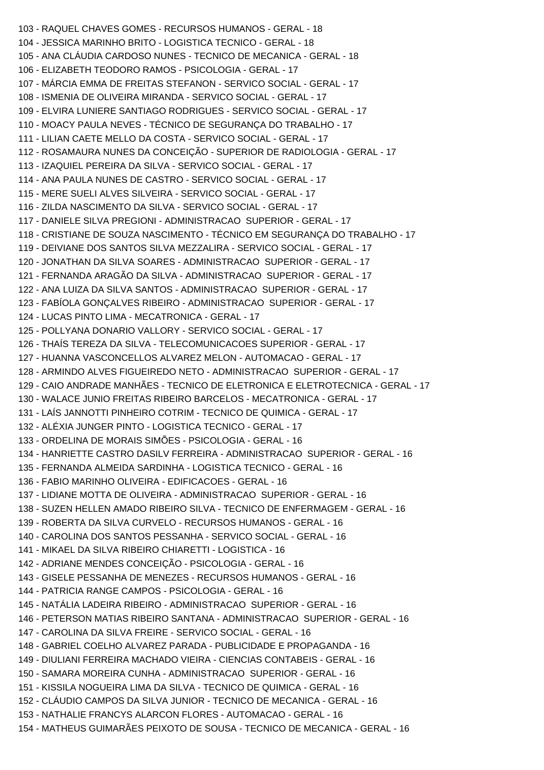103 - RAQUEL CHAVES GOMES - RECURSOS HUMANOS - GERAL - 18
104 - JESSICA MARINHO BRITO - LOGISTICA TECNICO - GERAL - 18
105 - ANA CLÁUDIA CARDOSO NUNES - TECNICO DE MECANICA - GERAL - 18
106 - ELIZABETH TEODORO RAMOS - PSICOLOGIA - GERAL - 17
107 - MÁRCIA EMMA DE FREITAS STEFANON - SERVICO SOCIAL - GERAL - 17
108 - ISMENIA DE OLIVEIRA MIRANDA - SERVICO SOCIAL - GERAL - 17
109 - ELVIRA LUNIERE SANTIAGO RODRIGUES - SERVICO SOCIAL - GERAL - 17
110 - MOACY PAULA NEVES - TÉCNICO DE SEGURANÇA DO TRABALHO - 17
111 - LILIAN CAETE MELLO DA COSTA - SERVICO SOCIAL - GERAL - 17
112 - ROSAMAURA NUNES DA CONCEIÇÃO - SUPERIOR DE RADIOLOGIA - GERAL - 17
113 - IZAQUIEL PEREIRA DA SILVA - SERVICO SOCIAL - GERAL - 17
114 - ANA PAULA NUNES DE CASTRO - SERVICO SOCIAL - GERAL - 17
115 - MERE SUELI ALVES SILVEIRA - SERVICO SOCIAL - GERAL - 17
116 - ZILDA NASCIMENTO DA SILVA - SERVICO SOCIAL - GERAL - 17
117 - DANIELE SILVA PREGIONI - ADMINISTRACAO SUPERIOR - GERAL - 17
118 - CRISTIANE DE SOUZA NASCIMENTO - TÉCNICO EM SEGURANÇA DO TRABALHO - 17
119 - DEIVIANE DOS SANTOS SILVA MEZZALIRA - SERVICO SOCIAL - GERAL - 17
120 - JONATHAN DA SILVA SOARES - ADMINISTRACAO SUPERIOR - GERAL - 17
121 - FERNANDA ARAGÃO DA SILVA - ADMINISTRACAO SUPERIOR - GERAL - 17
122 - ANA LUIZA DA SILVA SANTOS - ADMINISTRACAO SUPERIOR - GERAL - 17
123 - FABÍOLA GONÇALVES RIBEIRO - ADMINISTRACAO SUPERIOR - GERAL - 17
124 - LUCAS PINTO LIMA - MECATRONICA - GERAL - 17
125 - POLLYANA DONARIO VALLORY - SERVICO SOCIAL - GERAL - 17
126 - THAÍS TEREZA DA SILVA - TELECOMUNICACOES SUPERIOR - GERAL - 17
127 - HUANNA VASCONCELLOS ALVAREZ MELON - AUTOMACAO - GERAL - 17
128 - ARMINDO ALVES FIGUEIREDO NETO - ADMINISTRACAO SUPERIOR - GERAL - 17
129 - CAIO ANDRADE MANHÃES - TECNICO DE ELETRONICA E ELETROTECNICA - GERAL - 17
130 - WALACE JUNIO FREITAS RIBEIRO BARCELOS - MECATRONICA - GERAL - 17
131 - LAÍS JANNOTTI PINHEIRO COTRIM - TECNICO DE QUIMICA - GERAL - 17
132 - ALÉXIA JUNGER PINTO - LOGISTICA TECNICO - GERAL - 17
133 - ORDELINA DE MORAIS SIMÕES - PSICOLOGIA - GERAL - 16
134 - HANRIETTE CASTRO DASILV FERREIRA - ADMINISTRACAO SUPERIOR - GERAL - 16
135 - FERNANDA ALMEIDA SARDINHA - LOGISTICA TECNICO - GERAL - 16
136 - FABIO MARINHO OLIVEIRA - EDIFICACOES - GERAL - 16
137 - LIDIANE MOTTA DE OLIVEIRA - ADMINISTRACAO SUPERIOR - GERAL - 16
138 - SUZEN HELLEN AMADO RIBEIRO SILVA - TECNICO DE ENFERMAGEM - GERAL - 16
139 - ROBERTA DA SILVA CURVELO - RECURSOS HUMANOS - GERAL - 16
140 - CAROLINA DOS SANTOS PESSANHA - SERVICO SOCIAL - GERAL - 16
141 - MIKAEL DA SILVA RIBEIRO CHIARETTI - LOGISTICA - 16
142 - ADRIANE MENDES CONCEIÇÃO - PSICOLOGIA - GERAL - 16
143 - GISELE PESSANHA DE MENEZES - RECURSOS HUMANOS - GERAL - 16
144 - PATRICIA RANGE CAMPOS - PSICOLOGIA - GERAL - 16
145 - NATÁLIA LADEIRA RIBEIRO - ADMINISTRACAO SUPERIOR - GERAL - 16
146 - PETERSON MATIAS RIBEIRO SANTANA - ADMINISTRACAO SUPERIOR - GERAL - 16
147 - CAROLINA DA SILVA FREIRE - SERVICO SOCIAL - GERAL - 16
148 - GABRIEL COELHO ALVAREZ PARADA - PUBLICIDADE E PROPAGANDA - 16
149 - DIULIANI FERREIRA MACHADO VIEIRA - CIENCIAS CONTABEIS - GERAL - 16
150 - SAMARA MOREIRA CUNHA - ADMINISTRACAO SUPERIOR - GERAL - 16
151 - KISSILA NOGUEIRA LIMA DA SILVA - TECNICO DE QUIMICA - GERAL - 16
152 - CLÁUDIO CAMPOS DA SILVA JUNIOR - TECNICO DE MECANICA - GERAL - 16
153 - NATHALIE FRANCYS ALARCON FLORES - AUTOMACAO - GERAL - 16
154 - MATHEUS GUIMARÃES PEIXOTO DE SOUSA - TECNICO DE MECANICA - GERAL - 16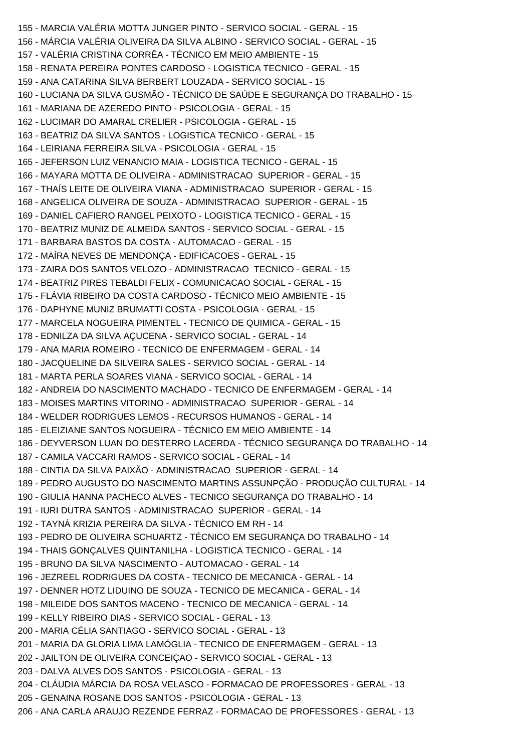155 - MARCIA VALÉRIA MOTTA JUNGER PINTO - SERVICO SOCIAL - GERAL - 15
156 - MÁRCIA VALÉRIA OLIVEIRA DA SILVA ALBINO - SERVICO SOCIAL - GERAL - 15
157 - VALÉRIA CRISTINA CORRÊA - TÉCNICO EM MEIO AMBIENTE - 15
158 - RENATA PEREIRA PONTES CARDOSO - LOGISTICA TECNICO - GERAL - 15
159 - ANA CATARINA SILVA BERBERT LOUZADA - SERVICO SOCIAL - 15
160 - LUCIANA DA SILVA GUSMÃO - TÉCNICO DE SAÚDE E SEGURANÇA DO TRABALHO - 15
161 - MARIANA DE AZEREDO PINTO - PSICOLOGIA - GERAL - 15
162 - LUCIMAR DO AMARAL CRELIER - PSICOLOGIA - GERAL - 15
163 - BEATRIZ DA SILVA SANTOS - LOGISTICA TECNICO - GERAL - 15
164 - LEIRIANA FERREIRA SILVA - PSICOLOGIA - GERAL - 15
165 - JEFERSON LUIZ VENANCIO MAIA - LOGISTICA TECNICO - GERAL - 15
166 - MAYARA MOTTA DE OLIVEIRA - ADMINISTRACAO SUPERIOR - GERAL - 15
167 - THAÍS LEITE DE OLIVEIRA VIANA - ADMINISTRACAO SUPERIOR - GERAL - 15
168 - ANGELICA OLIVEIRA DE SOUZA - ADMINISTRACAO SUPERIOR - GERAL - 15
169 - DANIEL CAFIERO RANGEL PEIXOTO - LOGISTICA TECNICO - GERAL - 15
170 - BEATRIZ MUNIZ DE ALMEIDA SANTOS - SERVICO SOCIAL - GERAL - 15
171 - BARBARA BASTOS DA COSTA - AUTOMACAO - GERAL - 15
172 - MAÍRA NEVES DE MENDONÇA - EDIFICACOES - GERAL - 15
173 - ZAIRA DOS SANTOS VELOZO - ADMINISTRACAO TECNICO - GERAL - 15
174 - BEATRIZ PIRES TEBALDI FELIX - COMUNICACAO SOCIAL - GERAL - 15
175 - FLÁVIA RIBEIRO DA COSTA CARDOSO - TÉCNICO MEIO AMBIENTE - 15
176 - DAPHYNE MUNIZ BRUMATTI COSTA - PSICOLOGIA - GERAL - 15
177 - MARCELA NOGUEIRA PIMENTEL - TECNICO DE QUIMICA - GERAL - 15
178 - EDNILZA DA SILVA AÇUCENA - SERVICO SOCIAL - GERAL - 14
179 - ANA MARIA ROMEIRO - TECNICO DE ENFERMAGEM - GERAL - 14
180 - JACQUELINE DA SILVEIRA SALES - SERVICO SOCIAL - GERAL - 14
181 - MARTA PERLA SOARES VIANA - SERVICO SOCIAL - GERAL - 14
182 - ANDREIA DO NASCIMENTO MACHADO - TECNICO DE ENFERMAGEM - GERAL - 14
183 - MOISES MARTINS VITORINO - ADMINISTRACAO SUPERIOR - GERAL - 14
184 - WELDER RODRIGUES LEMOS - RECURSOS HUMANOS - GERAL - 14
185 - ELEIZIANE SANTOS NOGUEIRA - TÉCNICO EM MEIO AMBIENTE - 14
186 - DEYVERSON LUAN DO DESTERRO LACERDA - TÉCNICO SEGURANÇA DO TRABALHO - 14
187 - CAMILA VACCARI RAMOS - SERVICO SOCIAL - GERAL - 14
188 - CINTIA DA SILVA PAIXÃO - ADMINISTRACAO SUPERIOR - GERAL - 14
189 - PEDRO AUGUSTO DO NASCIMENTO MARTINS ASSUNPÇÃO - PRODUÇÃO CULTURAL - 14
190 - GIULIA HANNA PACHECO ALVES - TECNICO SEGURANÇA DO TRABALHO - 14
191 - IURI DUTRA SANTOS - ADMINISTRACAO SUPERIOR - GERAL - 14
192 - TAYNÁ KRIZIA PEREIRA DA SILVA - TÉCNICO EM RH - 14
193 - PEDRO DE OLIVEIRA SCHUARTZ - TÉCNICO EM SEGURANÇA DO TRABALHO - 14
194 - THAIS GONÇALVES QUINTANILHA - LOGISTICA TECNICO - GERAL - 14
195 - BRUNO DA SILVA NASCIMENTO - AUTOMACAO - GERAL - 14
196 - JEZREEL RODRIGUES DA COSTA - TECNICO DE MECANICA - GERAL - 14
197 - DENNER HOTZ LIDUINO DE SOUZA - TECNICO DE MECANICA - GERAL - 14
198 - MILEIDE DOS SANTOS MACENO - TECNICO DE MECANICA - GERAL - 14
199 - KELLY RIBEIRO DIAS - SERVICO SOCIAL - GERAL - 13
200 - MARIA CÉLIA SANTIAGO - SERVICO SOCIAL - GERAL - 13
201 - MARIA DA GLORIA LIMA LAMÓGLIA - TECNICO DE ENFERMAGEM - GERAL - 13
202 - JAILTON DE OLIVEIRA CONCEIÇAO - SERVICO SOCIAL - GERAL - 13
203 - DALVA ALVES DOS SANTOS - PSICOLOGIA - GERAL - 13
204 - CLÁUDIA MÁRCIA DA ROSA VELASCO - FORMACAO DE PROFESSORES - GERAL - 13
205 - GENAINA ROSANE DOS SANTOS - PSICOLOGIA - GERAL - 13
206 - ANA CARLA ARAUJO REZENDE FERRAZ - FORMACAO DE PROFESSORES - GERAL - 13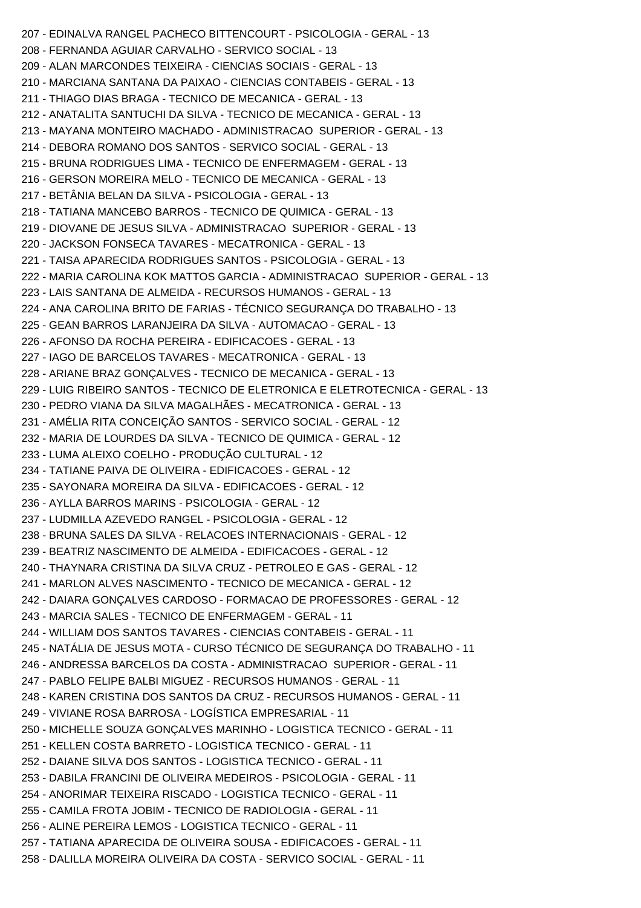207 - EDINALVA RANGEL PACHECO BITTENCOURT - PSICOLOGIA - GERAL - 13
208 - FERNANDA AGUIAR CARVALHO - SERVICO SOCIAL - 13
209 - ALAN MARCONDES TEIXEIRA - CIENCIAS SOCIAIS - GERAL - 13
210 - MARCIANA SANTANA DA PAIXAO - CIENCIAS CONTABEIS - GERAL - 13
211 - THIAGO DIAS BRAGA - TECNICO DE MECANICA - GERAL - 13
212 - ANATALITA SANTUCHI DA SILVA - TECNICO DE MECANICA - GERAL - 13
213 - MAYANA MONTEIRO MACHADO - ADMINISTRACAO SUPERIOR - GERAL - 13
214 - DEBORA ROMANO DOS SANTOS - SERVICO SOCIAL - GERAL - 13
215 - BRUNA RODRIGUES LIMA - TECNICO DE ENFERMAGEM - GERAL - 13
216 - GERSON MOREIRA MELO - TECNICO DE MECANICA - GERAL - 13
217 - BETÂNIA BELAN DA SILVA - PSICOLOGIA - GERAL - 13
218 - TATIANA MANCEBO BARROS - TECNICO DE QUIMICA - GERAL - 13
219 - DIOVANE DE JESUS SILVA - ADMINISTRACAO SUPERIOR - GERAL - 13
220 - JACKSON FONSECA TAVARES - MECATRONICA - GERAL - 13
221 - TAISA APARECIDA RODRIGUES SANTOS - PSICOLOGIA - GERAL - 13
222 - MARIA CAROLINA KOK MATTOS GARCIA - ADMINISTRACAO SUPERIOR - GERAL - 13
223 - LAIS SANTANA DE ALMEIDA - RECURSOS HUMANOS - GERAL - 13
224 - ANA CAROLINA BRITO DE FARIAS - TÉCNICO SEGURANÇA DO TRABALHO - 13
225 - GEAN BARROS LARANJEIRA DA SILVA - AUTOMACAO - GERAL - 13
226 - AFONSO DA ROCHA PEREIRA - EDIFICACOES - GERAL - 13
227 - IAGO DE BARCELOS TAVARES - MECATRONICA - GERAL - 13
228 - ARIANE BRAZ GONÇALVES - TECNICO DE MECANICA - GERAL - 13
229 - LUIG RIBEIRO SANTOS - TECNICO DE ELETRONICA E ELETROTECNICA - GERAL - 13
230 - PEDRO VIANA DA SILVA MAGALHÃES - MECATRONICA - GERAL - 13
231 - AMÉLIA RITA CONCEIÇÃO SANTOS - SERVICO SOCIAL - GERAL - 12
232 - MARIA DE LOURDES DA SILVA - TECNICO DE QUIMICA - GERAL - 12
233 - LUMA ALEIXO COELHO - PRODUÇÃO CULTURAL - 12
234 - TATIANE PAIVA DE OLIVEIRA - EDIFICACOES - GERAL - 12
235 - SAYONARA MOREIRA DA SILVA - EDIFICACOES - GERAL - 12
236 - AYLLA BARROS MARINS - PSICOLOGIA - GERAL - 12
237 - LUDMILLA AZEVEDO RANGEL - PSICOLOGIA - GERAL - 12
238 - BRUNA SALES DA SILVA - RELACOES INTERNACIONAIS - GERAL - 12
239 - BEATRIZ NASCIMENTO DE ALMEIDA - EDIFICACOES - GERAL - 12
240 - THAYNARA CRISTINA DA SILVA CRUZ - PETROLEO E GAS - GERAL - 12
241 - MARLON ALVES NASCIMENTO - TECNICO DE MECANICA - GERAL - 12
242 - DAIARA GONÇALVES CARDOSO - FORMACAO DE PROFESSORES - GERAL - 12
243 - MARCIA SALES - TECNICO DE ENFERMAGEM - GERAL - 11
244 - WILLIAM DOS SANTOS TAVARES - CIENCIAS CONTABEIS - GERAL - 11
245 - NATÁLIA DE JESUS MOTA - CURSO TÉCNICO DE SEGURANÇA DO TRABALHO - 11
246 - ANDRESSA BARCELOS DA COSTA - ADMINISTRACAO SUPERIOR - GERAL - 11
247 - PABLO FELIPE BALBI MIGUEZ - RECURSOS HUMANOS - GERAL - 11
248 - KAREN CRISTINA DOS SANTOS DA CRUZ - RECURSOS HUMANOS - GERAL - 11
249 - VIVIANE ROSA BARROSA - LOGÍSTICA EMPRESARIAL - 11
250 - MICHELLE SOUZA GONÇALVES MARINHO - LOGISTICA TECNICO - GERAL - 11
251 - KELLEN COSTA BARRETO - LOGISTICA TECNICO - GERAL - 11
252 - DAIANE SILVA DOS SANTOS - LOGISTICA TECNICO - GERAL - 11
253 - DABILA FRANCINI DE OLIVEIRA MEDEIROS - PSICOLOGIA - GERAL - 11
254 - ANORIMAR TEIXEIRA RISCADO - LOGISTICA TECNICO - GERAL - 11
255 - CAMILA FROTA JOBIM - TECNICO DE RADIOLOGIA - GERAL - 11
256 - ALINE PEREIRA LEMOS - LOGISTICA TECNICO - GERAL - 11
257 - TATIANA APARECIDA DE OLIVEIRA SOUSA - EDIFICACOES - GERAL - 11
258 - DALILLA MOREIRA OLIVEIRA DA COSTA - SERVICO SOCIAL - GERAL - 11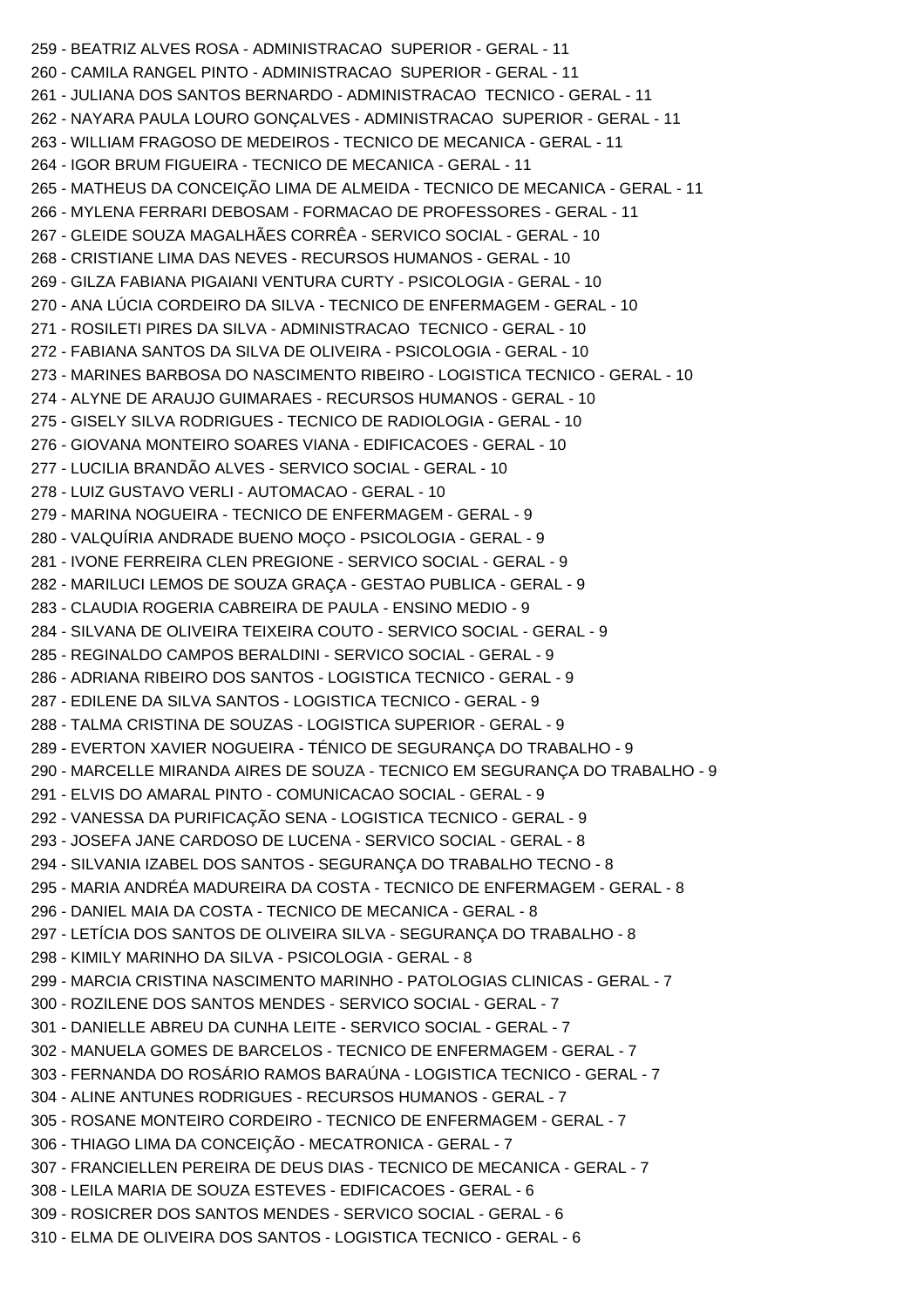259 - BEATRIZ ALVES ROSA - ADMINISTRACAO SUPERIOR - GERAL - 11
260 - CAMILA RANGEL PINTO - ADMINISTRACAO SUPERIOR - GERAL - 11
261 - JULIANA DOS SANTOS BERNARDO - ADMINISTRACAO TECNICO - GERAL - 11
262 - NAYARA PAULA LOURO GONÇALVES - ADMINISTRACAO SUPERIOR - GERAL - 11
263 - WILLIAM FRAGOSO DE MEDEIROS - TECNICO DE MECANICA - GERAL - 11
264 - IGOR BRUM FIGUEIRA - TECNICO DE MECANICA - GERAL - 11
265 - MATHEUS DA CONCEIÇÃO LIMA DE ALMEIDA - TECNICO DE MECANICA - GERAL - 11
266 - MYLENA FERRARI DEBOSAM - FORMACAO DE PROFESSORES - GERAL - 11
267 - GLEIDE SOUZA MAGALHÃES CORRÊA - SERVICO SOCIAL - GERAL - 10
268 - CRISTIANE LIMA DAS NEVES - RECURSOS HUMANOS - GERAL - 10
269 - GILZA FABIANA PIGAIANI VENTURA CURTY - PSICOLOGIA - GERAL - 10
270 - ANA LÚCIA CORDEIRO DA SILVA - TECNICO DE ENFERMAGEM - GERAL - 10
271 - ROSILETI PIRES DA SILVA - ADMINISTRACAO TECNICO - GERAL - 10
272 - FABIANA SANTOS DA SILVA DE OLIVEIRA - PSICOLOGIA - GERAL - 10
273 - MARINES BARBOSA DO NASCIMENTO RIBEIRO - LOGISTICA TECNICO - GERAL - 10
274 - ALYNE DE ARAUJO GUIMARAES - RECURSOS HUMANOS - GERAL - 10
275 - GISELY SILVA RODRIGUES - TECNICO DE RADIOLOGIA - GERAL - 10
276 - GIOVANA MONTEIRO SOARES VIANA - EDIFICACOES - GERAL - 10
277 - LUCILIA BRANDÃO ALVES - SERVICO SOCIAL - GERAL - 10
278 - LUIZ GUSTAVO VERLI - AUTOMACAO - GERAL - 10
279 - MARINA NOGUEIRA - TECNICO DE ENFERMAGEM - GERAL - 9
280 - VALQUÍRIA ANDRADE BUENO MOÇO - PSICOLOGIA - GERAL - 9
281 - IVONE FERREIRA CLEN PREGIONE - SERVICO SOCIAL - GERAL - 9
282 - MARILUCI LEMOS DE SOUZA GRAÇA - GESTAO PUBLICA - GERAL - 9
283 - CLAUDIA ROGERIA CABREIRA DE PAULA - ENSINO MEDIO - 9
284 - SILVANA DE OLIVEIRA TEIXEIRA COUTO - SERVICO SOCIAL - GERAL - 9
285 - REGINALDO CAMPOS BERALDINI - SERVICO SOCIAL - GERAL - 9
286 - ADRIANA RIBEIRO DOS SANTOS - LOGISTICA TECNICO - GERAL - 9
287 - EDILENE DA SILVA SANTOS - LOGISTICA TECNICO - GERAL - 9
288 - TALMA CRISTINA DE SOUZAS - LOGISTICA SUPERIOR - GERAL - 9
289 - EVERTON XAVIER NOGUEIRA - TÉNICO DE SEGURANÇA DO TRABALHO - 9
290 - MARCELLE MIRANDA AIRES DE SOUZA - TECNICO EM SEGURANÇA DO TRABALHO - 9
291 - ELVIS DO AMARAL PINTO - COMUNICACAO SOCIAL - GERAL - 9
292 - VANESSA DA PURIFICAÇÃO SENA - LOGISTICA TECNICO - GERAL - 9
293 - JOSEFA JANE CARDOSO DE LUCENA - SERVICO SOCIAL - GERAL - 8
294 - SILVANIA IZABEL DOS SANTOS - SEGURANÇA DO TRABALHO TECNO - 8
295 - MARIA ANDRÉA MADUREIRA DA COSTA - TECNICO DE ENFERMAGEM - GERAL - 8
296 - DANIEL MAIA DA COSTA - TECNICO DE MECANICA - GERAL - 8
297 - LETÍCIA DOS SANTOS DE OLIVEIRA SILVA - SEGURANÇA DO TRABALHO - 8
298 - KIMILY MARINHO DA SILVA - PSICOLOGIA - GERAL - 8
299 - MARCIA CRISTINA NASCIMENTO MARINHO - PATOLOGIAS CLINICAS - GERAL - 7
300 - ROZILENE DOS SANTOS MENDES - SERVICO SOCIAL - GERAL - 7
301 - DANIELLE ABREU DA CUNHA LEITE - SERVICO SOCIAL - GERAL - 7
302 - MANUELA GOMES DE BARCELOS - TECNICO DE ENFERMAGEM - GERAL - 7
303 - FERNANDA DO ROSÁRIO RAMOS BARAÚNA - LOGISTICA TECNICO - GERAL - 7
304 - ALINE ANTUNES RODRIGUES - RECURSOS HUMANOS - GERAL - 7
305 - ROSANE MONTEIRO CORDEIRO - TECNICO DE ENFERMAGEM - GERAL - 7
306 - THIAGO LIMA DA CONCEIÇÃO - MECATRONICA - GERAL - 7
307 - FRANCIELLEN PEREIRA DE DEUS DIAS - TECNICO DE MECANICA - GERAL - 7
308 - LEILA MARIA DE SOUZA ESTEVES - EDIFICACOES - GERAL - 6
309 - ROSICRER DOS SANTOS MENDES - SERVICO SOCIAL - GERAL - 6
310 - ELMA DE OLIVEIRA DOS SANTOS - LOGISTICA TECNICO - GERAL - 6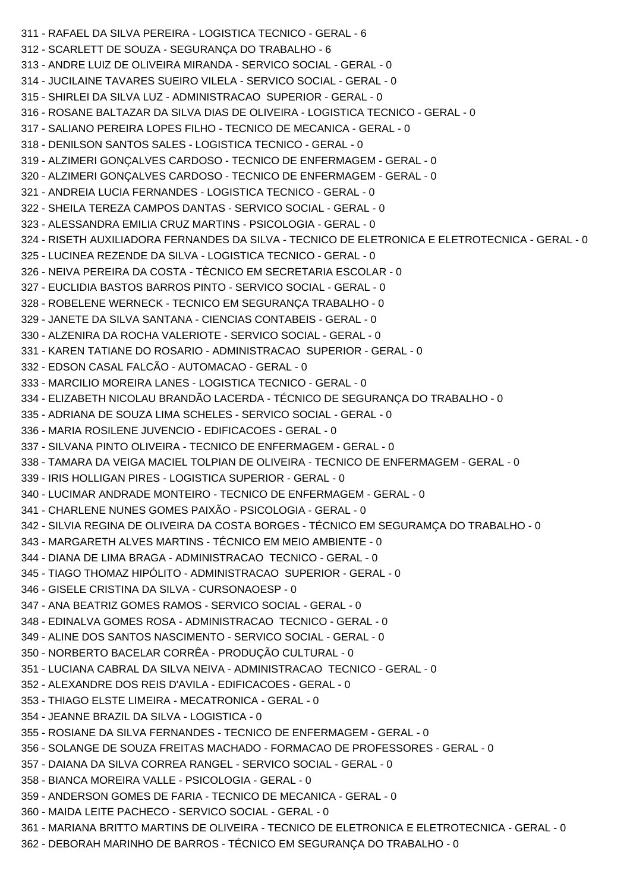311 - RAFAEL DA SILVA PEREIRA - LOGISTICA TECNICO - GERAL - 6
312 - SCARLETT DE SOUZA - SEGURANÇA DO TRABALHO - 6
313 - ANDRE LUIZ DE OLIVEIRA MIRANDA - SERVICO SOCIAL - GERAL - 0
314 - JUCILAINE TAVARES SUEIRO VILELA - SERVICO SOCIAL - GERAL - 0
315 - SHIRLEI DA SILVA LUZ - ADMINISTRACAO SUPERIOR - GERAL - 0
316 - ROSANE BALTAZAR DA SILVA DIAS DE OLIVEIRA - LOGISTICA TECNICO - GERAL - 0
317 - SALIANO PEREIRA LOPES FILHO - TECNICO DE MECANICA - GERAL - 0
318 - DENILSON SANTOS SALES - LOGISTICA TECNICO - GERAL - 0
319 - ALZIMERI GONÇALVES CARDOSO - TECNICO DE ENFERMAGEM - GERAL - 0
320 - ALZIMERI GONÇALVES CARDOSO - TECNICO DE ENFERMAGEM - GERAL - 0
321 - ANDREIA LUCIA FERNANDES - LOGISTICA TECNICO - GERAL - 0
322 - SHEILA TEREZA CAMPOS DANTAS - SERVICO SOCIAL - GERAL - 0
323 - ALESSANDRA EMILIA CRUZ MARTINS - PSICOLOGIA - GERAL - 0
324 - RISETH AUXILIADORA FERNANDES DA SILVA - TECNICO DE ELETRONICA E ELETROTECNICA - GERAL - 0
325 - LUCINEA REZENDE DA SILVA - LOGISTICA TECNICO - GERAL - 0
326 - NEIVA PEREIRA DA COSTA - TÈCNICO EM SECRETARIA ESCOLAR - 0
327 - EUCLIDIA BASTOS BARROS PINTO - SERVICO SOCIAL - GERAL - 0
328 - ROBELENE WERNECK - TECNICO EM SEGURANÇA TRABALHO - 0
329 - JANETE DA SILVA SANTANA - CIENCIAS CONTABEIS - GERAL - 0
330 - ALZENIRA DA ROCHA VALERIOTE - SERVICO SOCIAL - GERAL - 0
331 - KAREN TATIANE DO ROSARIO - ADMINISTRACAO SUPERIOR - GERAL - 0
332 - EDSON CASAL FALCÃO - AUTOMACAO - GERAL - 0
333 - MARCILIO MOREIRA LANES - LOGISTICA TECNICO - GERAL - 0
334 - ELIZABETH NICOLAU BRANDÃO LACERDA - TÉCNICO DE SEGURANÇA DO TRABALHO - 0
335 - ADRIANA DE SOUZA LIMA SCHELES - SERVICO SOCIAL - GERAL - 0
336 - MARIA ROSILENE JUVENCIO - EDIFICACOES - GERAL - 0
337 - SILVANA PINTO OLIVEIRA - TECNICO DE ENFERMAGEM - GERAL - 0
338 - TAMARA DA VEIGA MACIEL TOLPIAN DE OLIVEIRA - TECNICO DE ENFERMAGEM - GERAL - 0
339 - IRIS HOLLIGAN PIRES - LOGISTICA SUPERIOR - GERAL - 0
340 - LUCIMAR ANDRADE MONTEIRO - TECNICO DE ENFERMAGEM - GERAL - 0
341 - CHARLENE NUNES GOMES PAIXÃO - PSICOLOGIA - GERAL - 0
342 - SILVIA REGINA DE OLIVEIRA DA COSTA BORGES - TÉCNICO EM SEGURAMÇA DO TRABALHO - 0
343 - MARGARETH ALVES MARTINS - TÉCNICO EM MEIO AMBIENTE - 0
344 - DIANA DE LIMA BRAGA - ADMINISTRACAO TECNICO - GERAL - 0
345 - TIAGO THOMAZ HIPÓLITO - ADMINISTRACAO SUPERIOR - GERAL - 0
346 - GISELE CRISTINA DA SILVA - CURSONAOESP - 0
347 - ANA BEATRIZ GOMES RAMOS - SERVICO SOCIAL - GERAL - 0
348 - EDINALVA GOMES ROSA - ADMINISTRACAO TECNICO - GERAL - 0
349 - ALINE DOS SANTOS NASCIMENTO - SERVICO SOCIAL - GERAL - 0
350 - NORBERTO BACELAR CORRÊA - PRODUÇÃO CULTURAL - 0
351 - LUCIANA CABRAL DA SILVA NEIVA - ADMINISTRACAO TECNICO - GERAL - 0
352 - ALEXANDRE DOS REIS D'AVILA - EDIFICACOES - GERAL - 0
353 - THIAGO ELSTE LIMEIRA - MECATRONICA - GERAL - 0
354 - JEANNE BRAZIL DA SILVA - LOGISTICA - 0
355 - ROSIANE DA SILVA FERNANDES - TECNICO DE ENFERMAGEM - GERAL - 0
356 - SOLANGE DE SOUZA FREITAS MACHADO - FORMACAO DE PROFESSORES - GERAL - 0
357 - DAIANA DA SILVA CORREA RANGEL - SERVICO SOCIAL - GERAL - 0
358 - BIANCA MOREIRA VALLE - PSICOLOGIA - GERAL - 0
359 - ANDERSON GOMES DE FARIA - TECNICO DE MECANICA - GERAL - 0
360 - MAIDA LEITE PACHECO - SERVICO SOCIAL - GERAL - 0
361 - MARIANA BRITTO MARTINS DE OLIVEIRA - TECNICO DE ELETRONICA E ELETROTECNICA - GERAL - 0
362 - DEBORAH MARINHO DE BARROS - TÉCNICO EM SEGURANÇA DO TRABALHO - 0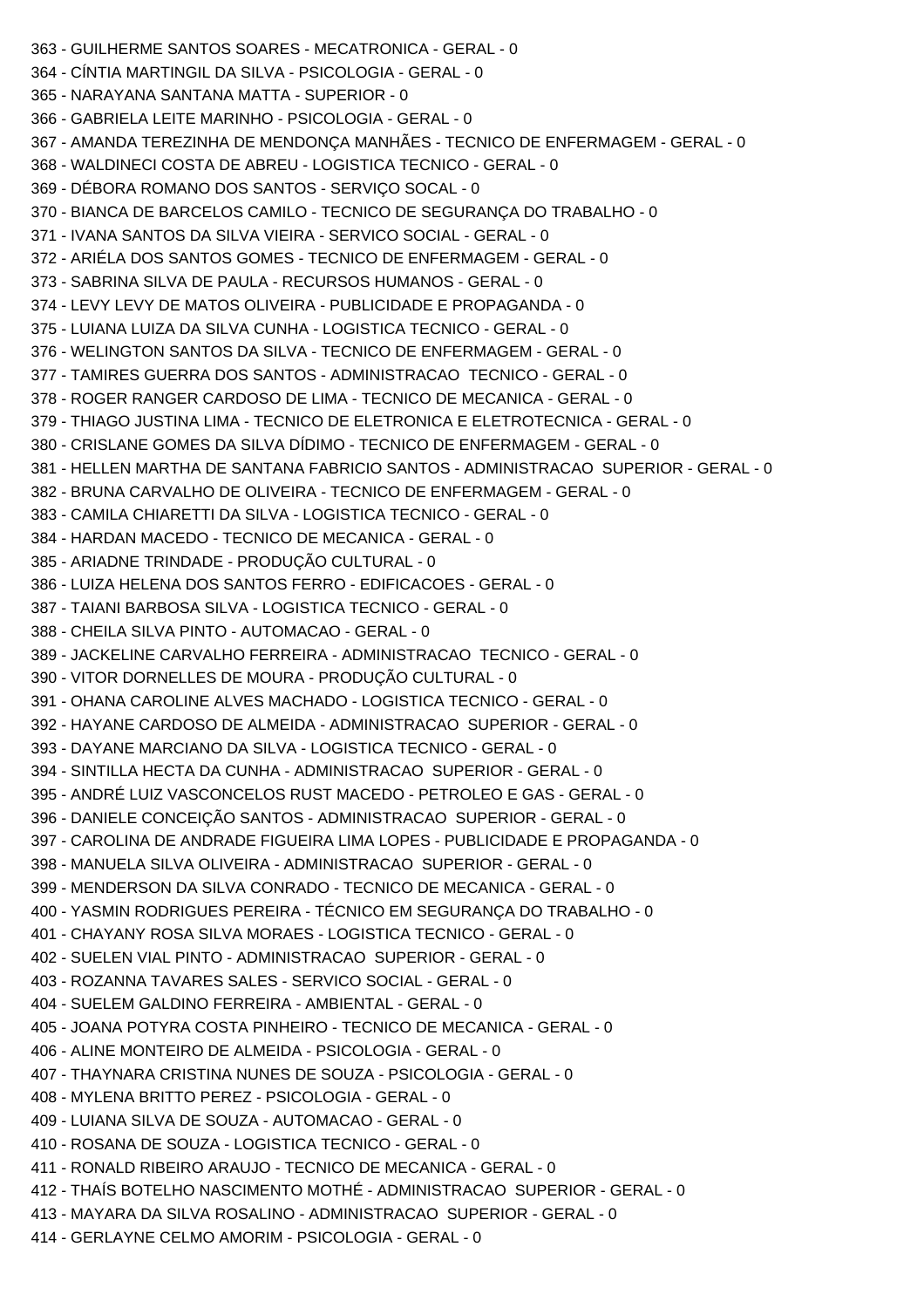363 - GUILHERME SANTOS SOARES - MECATRONICA - GERAL - 0
364 - CÍNTIA MARTINGIL DA SILVA - PSICOLOGIA - GERAL - 0
365 - NARAYANA SANTANA MATTA - SUPERIOR - 0
366 - GABRIELA LEITE MARINHO - PSICOLOGIA - GERAL - 0
367 - AMANDA TEREZINHA DE MENDONÇA MANHÃES - TECNICO DE ENFERMAGEM - GERAL - 0
368 - WALDINECI COSTA DE ABREU - LOGISTICA TECNICO - GERAL - 0
369 - DÉBORA ROMANO DOS SANTOS - SERVIÇO SOCAL - 0
370 - BIANCA DE BARCELOS CAMILO - TECNICO DE SEGURANÇA DO TRABALHO - 0
371 - IVANA SANTOS DA SILVA VIEIRA - SERVICO SOCIAL - GERAL - 0
372 - ARIÉLA DOS SANTOS GOMES - TECNICO DE ENFERMAGEM - GERAL - 0
373 - SABRINA SILVA DE PAULA - RECURSOS HUMANOS - GERAL - 0
374 - LEVY LEVY DE MATOS OLIVEIRA - PUBLICIDADE E PROPAGANDA - 0
375 - LUIANA LUIZA DA SILVA CUNHA - LOGISTICA TECNICO - GERAL - 0
376 - WELINGTON SANTOS DA SILVA - TECNICO DE ENFERMAGEM - GERAL - 0
377 - TAMIRES GUERRA DOS SANTOS - ADMINISTRACAO TECNICO - GERAL - 0
378 - ROGER RANGER CARDOSO DE LIMA - TECNICO DE MECANICA - GERAL - 0
379 - THIAGO JUSTINA LIMA - TECNICO DE ELETRONICA E ELETROTECNICA - GERAL - 0
380 - CRISLANE GOMES DA SILVA DÍDIMO - TECNICO DE ENFERMAGEM - GERAL - 0
381 - HELLEN MARTHA DE SANTANA FABRICIO SANTOS - ADMINISTRACAO SUPERIOR - GERAL - 0
382 - BRUNA CARVALHO DE OLIVEIRA - TECNICO DE ENFERMAGEM - GERAL - 0
383 - CAMILA CHIARETTI DA SILVA - LOGISTICA TECNICO - GERAL - 0
384 - HARDAN MACEDO - TECNICO DE MECANICA - GERAL - 0
385 - ARIADNE TRINDADE - PRODUÇÃO CULTURAL - 0
386 - LUIZA HELENA DOS SANTOS FERRO - EDIFICACOES - GERAL - 0
387 - TAIANI BARBOSA SILVA - LOGISTICA TECNICO - GERAL - 0
388 - CHEILA SILVA PINTO - AUTOMACAO - GERAL - 0
389 - JACKELINE CARVALHO FERREIRA - ADMINISTRACAO TECNICO - GERAL - 0
390 - VITOR DORNELLES DE MOURA - PRODUÇÃO CULTURAL - 0
391 - OHANA CAROLINE ALVES MACHADO - LOGISTICA TECNICO - GERAL - 0
392 - HAYANE CARDOSO DE ALMEIDA - ADMINISTRACAO SUPERIOR - GERAL - 0
393 - DAYANE MARCIANO DA SILVA - LOGISTICA TECNICO - GERAL - 0
394 - SINTILLA HECTA DA CUNHA - ADMINISTRACAO SUPERIOR - GERAL - 0
395 - ANDRÉ LUIZ VASCONCELOS RUST MACEDO - PETROLEO E GAS - GERAL - 0
396 - DANIELE CONCEIÇÃO SANTOS - ADMINISTRACAO SUPERIOR - GERAL - 0
397 - CAROLINA DE ANDRADE FIGUEIRA LIMA LOPES - PUBLICIDADE E PROPAGANDA - 0
398 - MANUELA SILVA OLIVEIRA - ADMINISTRACAO SUPERIOR - GERAL - 0
399 - MENDERSON DA SILVA CONRADO - TECNICO DE MECANICA - GERAL - 0
400 - YASMIN RODRIGUES PEREIRA - TÉCNICO EM SEGURANÇA DO TRABALHO - 0
401 - CHAYANY ROSA SILVA MORAES - LOGISTICA TECNICO - GERAL - 0
402 - SUELEN VIAL PINTO - ADMINISTRACAO SUPERIOR - GERAL - 0
403 - ROZANNA TAVARES SALES - SERVICO SOCIAL - GERAL - 0
404 - SUELEM GALDINO FERREIRA - AMBIENTAL - GERAL - 0
405 - JOANA POTYRA COSTA PINHEIRO - TECNICO DE MECANICA - GERAL - 0
406 - ALINE MONTEIRO DE ALMEIDA - PSICOLOGIA - GERAL - 0
407 - THAYNARA CRISTINA NUNES DE SOUZA - PSICOLOGIA - GERAL - 0
408 - MYLENA BRITTO PEREZ - PSICOLOGIA - GERAL - 0
409 - LUIANA SILVA DE SOUZA - AUTOMACAO - GERAL - 0
410 - ROSANA DE SOUZA - LOGISTICA TECNICO - GERAL - 0
411 - RONALD RIBEIRO ARAUJO - TECNICO DE MECANICA - GERAL - 0
412 - THAÍS BOTELHO NASCIMENTO MOTHÉ - ADMINISTRACAO SUPERIOR - GERAL - 0
413 - MAYARA DA SILVA ROSALINO - ADMINISTRACAO SUPERIOR - GERAL - 0
414 - GERLAYNE CELMO AMORIM - PSICOLOGIA - GERAL - 0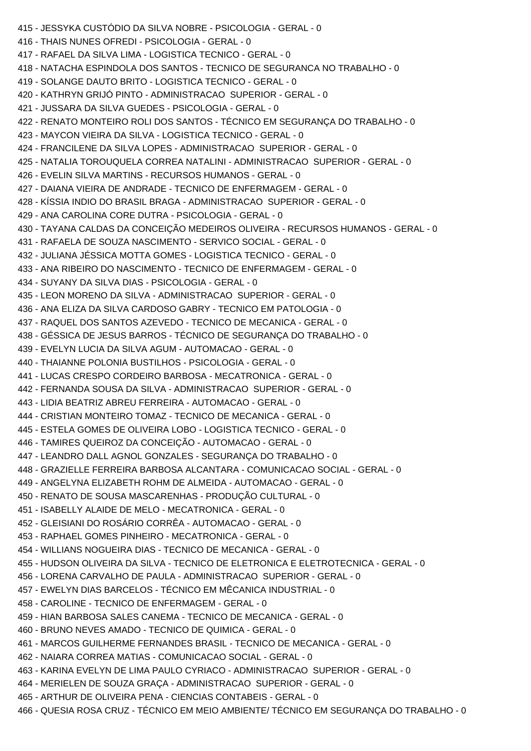415 - JESSYKA CUSTÓDIO DA SILVA NOBRE - PSICOLOGIA - GERAL - 0
416 - THAIS NUNES OFREDI - PSICOLOGIA - GERAL - 0
417 - RAFAEL DA SILVA LIMA - LOGISTICA TECNICO - GERAL - 0
418 - NATACHA ESPINDOLA DOS SANTOS - TECNICO DE SEGURANCA NO TRABALHO - 0
419 - SOLANGE DAUTO BRITO - LOGISTICA TECNICO - GERAL - 0
420 - KATHRYN GRIJÓ PINTO - ADMINISTRACAO SUPERIOR - GERAL - 0
421 - JUSSARA DA SILVA GUEDES - PSICOLOGIA - GERAL - 0
422 - RENATO MONTEIRO ROLI DOS SANTOS - TÉCNICO EM SEGURANÇA DO TRABALHO - 0
423 - MAYCON VIEIRA DA SILVA - LOGISTICA TECNICO - GERAL - 0
424 - FRANCILENE DA SILVA LOPES - ADMINISTRACAO SUPERIOR - GERAL - 0
425 - NATALIA TOROUQUELA CORREA NATALINI - ADMINISTRACAO SUPERIOR - GERAL - 0
426 - EVELIN SILVA MARTINS - RECURSOS HUMANOS - GERAL - 0
427 - DAIANA VIEIRA DE ANDRADE - TECNICO DE ENFERMAGEM - GERAL - 0
428 - KÍSSIA INDIO DO BRASIL BRAGA - ADMINISTRACAO SUPERIOR - GERAL - 0
429 - ANA CAROLINA CORE DUTRA - PSICOLOGIA - GERAL - 0
430 - TAYANA CALDAS DA CONCEIÇÃO MEDEIROS OLIVEIRA - RECURSOS HUMANOS - GERAL - 0
431 - RAFAELA DE SOUZA NASCIMENTO - SERVICO SOCIAL - GERAL - 0
432 - JULIANA JÉSSICA MOTTA GOMES - LOGISTICA TECNICO - GERAL - 0
433 - ANA RIBEIRO DO NASCIMENTO - TECNICO DE ENFERMAGEM - GERAL - 0
434 - SUYANY DA SILVA DIAS - PSICOLOGIA - GERAL - 0
435 - LEON MORENO DA SILVA - ADMINISTRACAO SUPERIOR - GERAL - 0
436 - ANA ELIZA DA SILVA CARDOSO GABRY - TECNICO EM PATOLOGIA - 0
437 - RAQUEL DOS SANTOS AZEVEDO - TECNICO DE MECANICA - GERAL - 0
438 - GÉSSICA DE JESUS BARROS - TÉCNICO DE SEGURANÇA DO TRABALHO - 0
439 - EVELYN LUCIA DA SILVA AGUM - AUTOMACAO - GERAL - 0
440 - THAIANNE POLONIA BUSTILHOS - PSICOLOGIA - GERAL - 0
441 - LUCAS CRESPO CORDEIRO BARBOSA - MECATRONICA - GERAL - 0
442 - FERNANDA SOUSA DA SILVA - ADMINISTRACAO SUPERIOR - GERAL - 0
443 - LIDIA BEATRIZ ABREU FERREIRA - AUTOMACAO - GERAL - 0
444 - CRISTIAN MONTEIRO TOMAZ - TECNICO DE MECANICA - GERAL - 0
445 - ESTELA GOMES DE OLIVEIRA LOBO - LOGISTICA TECNICO - GERAL - 0
446 - TAMIRES QUEIROZ DA CONCEIÇÃO - AUTOMACAO - GERAL - 0
447 - LEANDRO DALL AGNOL GONZALES - SEGURANÇA DO TRABALHO - 0
448 - GRAZIELLE FERREIRA BARBOSA ALCANTARA - COMUNICACAO SOCIAL - GERAL - 0
449 - ANGELYNA ELIZABETH ROHM DE ALMEIDA - AUTOMACAO - GERAL - 0
450 - RENATO DE SOUSA MASCARENHAS - PRODUÇÃO CULTURAL - 0
451 - ISABELLY ALAIDE DE MELO - MECATRONICA - GERAL - 0
452 - GLEISIANI DO ROSÁRIO CORRÊA - AUTOMACAO - GERAL - 0
453 - RAPHAEL GOMES PINHEIRO - MECATRONICA - GERAL - 0
454 - WILLIANS NOGUEIRA DIAS - TECNICO DE MECANICA - GERAL - 0
455 - HUDSON OLIVEIRA DA SILVA - TECNICO DE ELETRONICA E ELETROTECNICA - GERAL - 0
456 - LORENA CARVALHO DE PAULA - ADMINISTRACAO SUPERIOR - GERAL - 0
457 - EWELYN DIAS BARCELOS - TÉCNICO EM MÊCANICA INDUSTRIAL - 0
458 - CAROLINE - TECNICO DE ENFERMAGEM - GERAL - 0
459 - HIAN BARBOSA SALES CANEMA - TECNICO DE MECANICA - GERAL - 0
460 - BRUNO NEVES AMADO - TECNICO DE QUIMICA - GERAL - 0
461 - MARCOS GUILHERME FERNANDES BRASIL - TECNICO DE MECANICA - GERAL - 0
462 - NAIARA CORREA MATIAS - COMUNICACAO SOCIAL - GERAL - 0
463 - KARINA EVELYN DE LIMA PAULO CYRIACO - ADMINISTRACAO SUPERIOR - GERAL - 0
464 - MERIELEN DE SOUZA GRAÇA - ADMINISTRACAO SUPERIOR - GERAL - 0
465 - ARTHUR DE OLIVEIRA PENA - CIENCIAS CONTABEIS - GERAL - 0
466 - QUESIA ROSA CRUZ - TÉCNICO EM MEIO AMBIENTE/ TÉCNICO EM SEGURANÇA DO TRABALHO - 0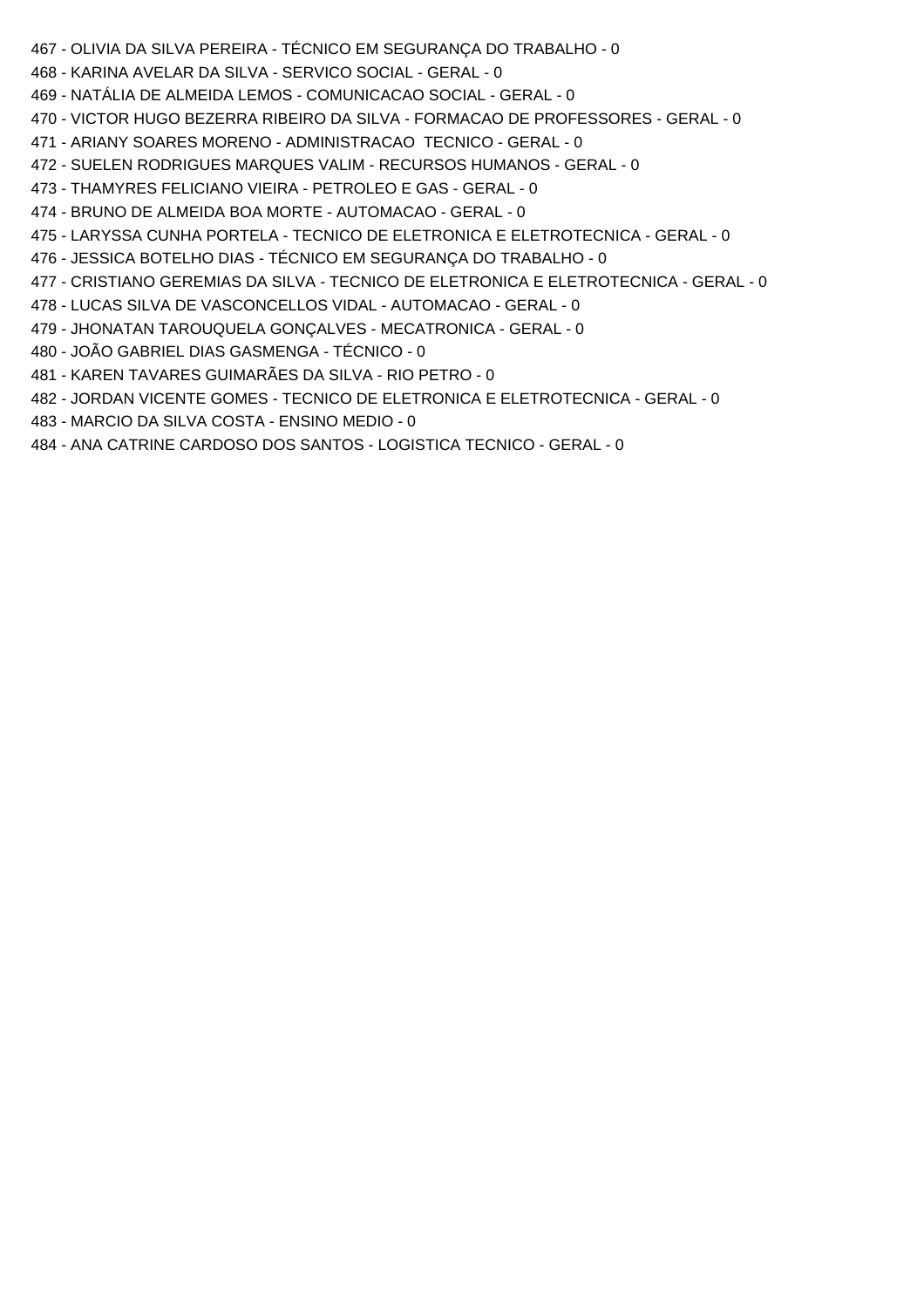467 - OLIVIA DA SILVA PEREIRA - TÉCNICO EM SEGURANÇA DO TRABALHO - 0

468 - KARINA AVELAR DA SILVA - SERVICO SOCIAL - GERAL - 0

469 - NATÁLIA DE ALMEIDA LEMOS - COMUNICACAO SOCIAL - GERAL - 0

470 - VICTOR HUGO BEZERRA RIBEIRO DA SILVA - FORMACAO DE PROFESSORES - GERAL - 0

471 - ARIANY SOARES MORENO - ADMINISTRACAO TECNICO - GERAL - 0

472 - SUELEN RODRIGUES MARQUES VALIM - RECURSOS HUMANOS - GERAL - 0

473 - THAMYRES FELICIANO VIEIRA - PETROLEO E GAS - GERAL - 0

474 - BRUNO DE ALMEIDA BOA MORTE - AUTOMACAO - GERAL - 0

475 - LARYSSA CUNHA PORTELA - TECNICO DE ELETRONICA E ELETROTECNICA - GERAL - 0

476 - JESSICA BOTELHO DIAS - TÉCNICO EM SEGURANÇA DO TRABALHO - 0

477 - CRISTIANO GEREMIAS DA SILVA - TECNICO DE ELETRONICA E ELETROTECNICA - GERAL - 0

478 - LUCAS SILVA DE VASCONCELLOS VIDAL - AUTOMACAO - GERAL - 0

479 - JHONATAN TAROUQUELA GONÇALVES - MECATRONICA - GERAL - 0

480 - JOÃO GABRIEL DIAS GASMENGA - TÉCNICO - 0

481 - KAREN TAVARES GUIMARÃES DA SILVA - RIO PETRO - 0

482 - JORDAN VICENTE GOMES - TECNICO DE ELETRONICA E ELETROTECNICA - GERAL - 0

483 - MARCIO DA SILVA COSTA - ENSINO MEDIO - 0

484 - ANA CATRINE CARDOSO DOS SANTOS - LOGISTICA TECNICO - GERAL - 0